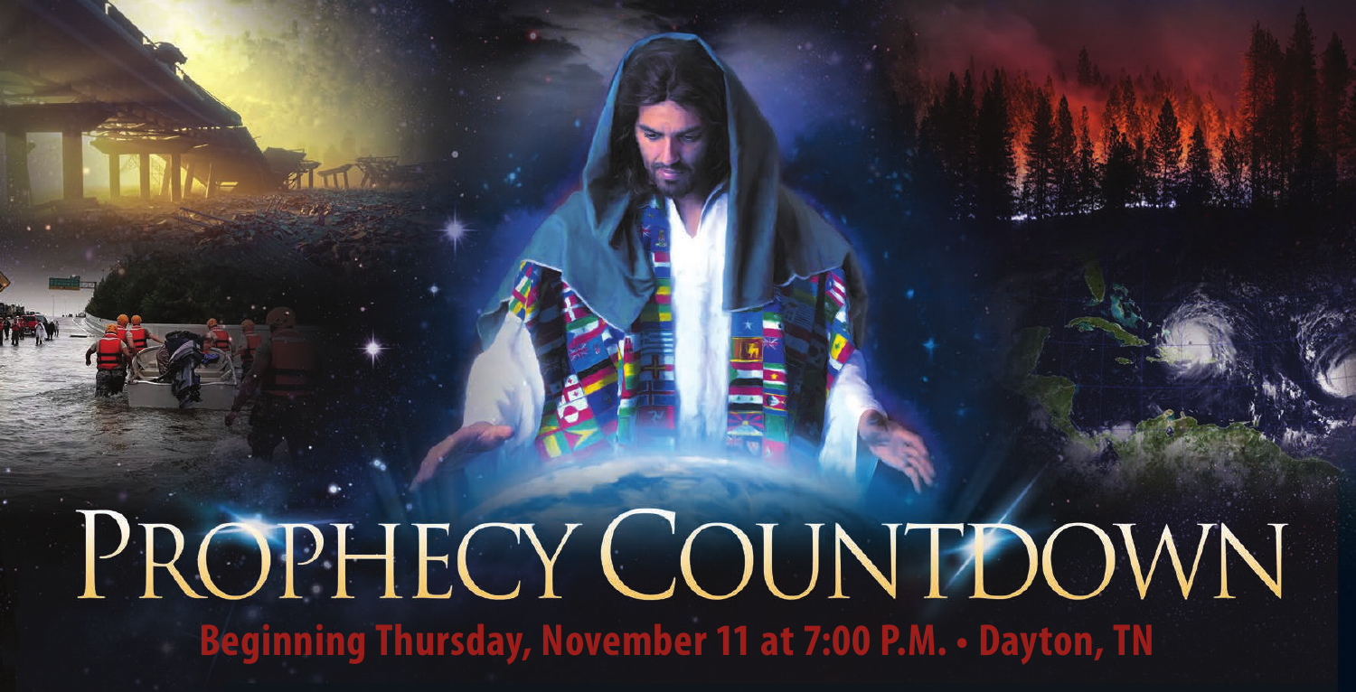# PROPHECY COUNTDOWN

**Beginning Thursday, November 11 at 7:00 P.M. • Dayton, TN**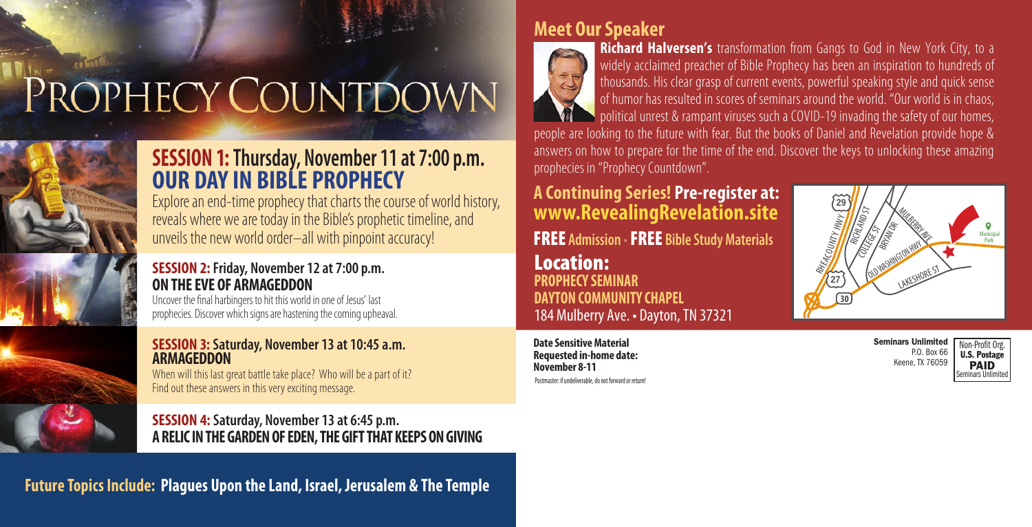# PROPHECY COUNTDOWN

## SESSION 1: Thursday, November 11 at 7:00 p.m.
## OUR DAY IN BIBLE PROPHECY

Explore an end-time prophecy that charts the course of world history, reveals where we are today in the Bible's prophetic timeline, and unveils the new world order–all with pinpoint accuracy!

### SESSION 2: Friday, November 12 at 7:00 p.m.
### ON THE EVE OF ARMAGEDDON

Uncover the final harbingers to hit this world in one of Jesus' last prophecies. Discover which signs are hastening the coming upheaval.

### SESSION 3: Saturday, November 13 at 10:45 a.m.
### ARMAGEDDON

When will this last great battle take place? Who will be a part of it? Find out these answers in this very exciting message.

### SESSION 4: Saturday, November 13 at 6:45 p.m.
### A RELIC IN THE GARDEN OF EDEN, THE GIFT THAT KEEPS ON GIVING

**Future Topics Include: Plagues Upon the Land, Israel, Jerusalem & The Temple**

## Meet Our Speaker

**Richard Halversen's** transformation from Gangs to God in New York City, to a widely acclaimed preacher of Bible Prophecy has been an inspiration to hundreds of thousands. His clear grasp of current events, powerful speaking style and quick sense of humor has resulted in scores of seminars around the world. "Our world is in chaos, political unrest & rampant viruses such a COVID-19 invading the safety of our homes, people are looking to the future with fear. But the books of Daniel and Revelation provide hope & answers on how to prepare for the time of the end. Discover the keys to unlocking these amazing prophecies in "Prophecy Countdown".

## A Continuing Series! Pre-register at: www.RevealingRevelation.site

**FREE Admission • FREE Bible Study Materials**

## Location:

**PROPHECY SEMINAR**
**DAYTON COMMUNITY CHAPEL**
184 Mulberry Ave. • Dayton, TN 37321

29
RHEA COUNTY HWY
RICHLAND ST
COLLEGE ST
BRYAN DR
MULBERRY AVE
Municipal Park
OLD WASHINGTON HWY
LAKESHORE ST
27
30

**Date Sensitive Material**
**Requested in-home date:**
**November 8-11**
Postmaster: if undeliverable, do not forward or return!

**Seminars Unlimited**
P.O. Box 66
Keene, TX 76059

Non-Profit Org.
**U.S. Postage**
**PAID**
Seminars Unlimited